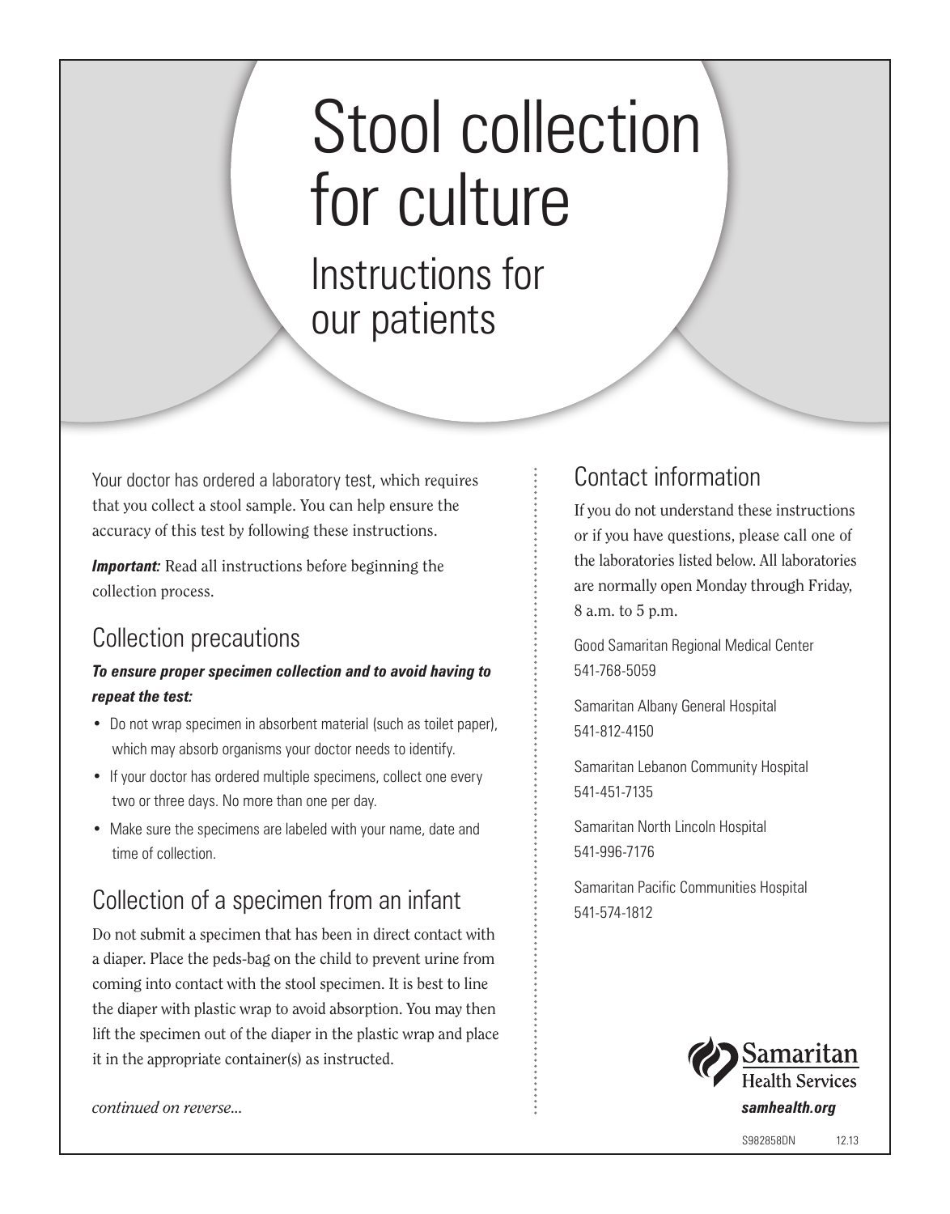# Stool collection for culture

## Instructions for our patients

Your doctor has ordered a laboratory test, which requires that you collect a stool sample. You can help ensure the accuracy of this test by following these instructions.

***Important:*** Read all instructions before beginning the collection process.

## Collection precautions

***To ensure proper specimen collection and to avoid having to repeat the test:***

- Do not wrap specimen in absorbent material (such as toilet paper), which may absorb organisms your doctor needs to identify.
- If your doctor has ordered multiple specimens, collect one every two or three days. No more than one per day.
- Make sure the specimens are labeled with your name, date and time of collection.

## Collection of a specimen from an infant

Do not submit a specimen that has been in direct contact with a diaper. Place the peds-bag on the child to prevent urine from coming into contact with the stool specimen. It is best to line the diaper with plastic wrap to avoid absorption. You may then lift the specimen out of the diaper in the plastic wrap and place it in the appropriate container(s) as instructed.

*continued on reverse...*

## Contact information

If you do not understand these instructions or if you have questions, please call one of the laboratories listed below. All laboratories are normally open Monday through Friday, 8 a.m. to 5 p.m.

Good Samaritan Regional Medical Center
541-768-5059

Samaritan Albany General Hospital
541-812-4150

Samaritan Lebanon Community Hospital
541-451-7135

Samaritan North Lincoln Hospital
541-996-7176

Samaritan Pacific Communities Hospital
541-574-1812

Samaritan Health Services
***samhealth.org***

S982858DN 12.13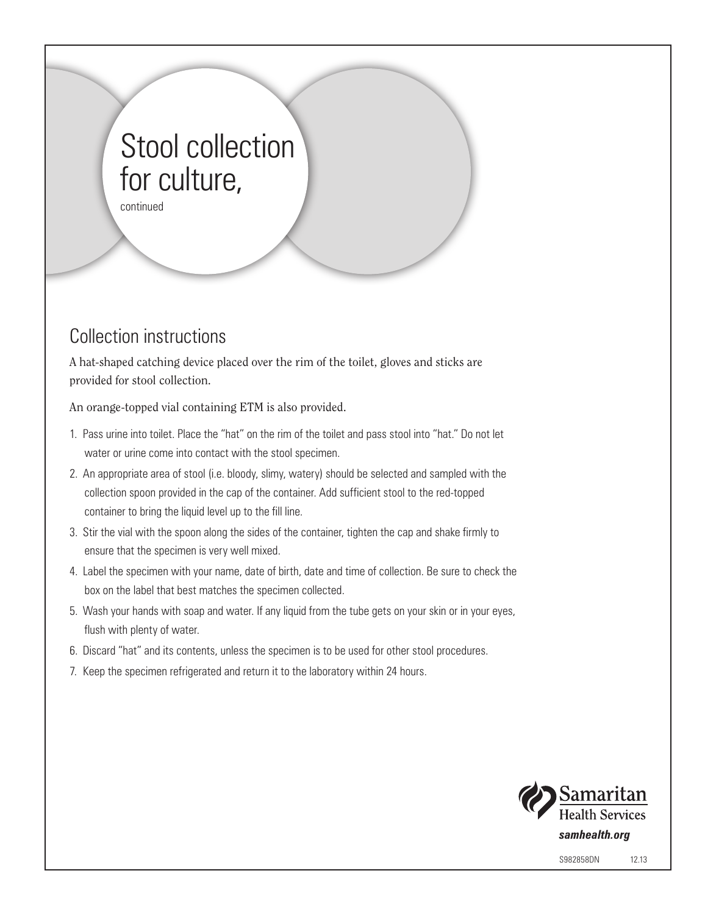# Stool collection for culture,

continued

## Collection instructions

A hat-shaped catching device placed over the rim of the toilet, gloves and sticks are provided for stool collection.

An orange-topped vial containing ETM is also provided.

1. Pass urine into toilet. Place the "hat" on the rim of the toilet and pass stool into "hat." Do not let water or urine come into contact with the stool specimen.
2. An appropriate area of stool (i.e. bloody, slimy, watery) should be selected and sampled with the collection spoon provided in the cap of the container. Add sufficient stool to the red-topped container to bring the liquid level up to the fill line.
3. Stir the vial with the spoon along the sides of the container, tighten the cap and shake firmly to ensure that the specimen is very well mixed.
4. Label the specimen with your name, date of birth, date and time of collection. Be sure to check the box on the label that best matches the specimen collected.
5. Wash your hands with soap and water. If any liquid from the tube gets on your skin or in your eyes, flush with plenty of water.
6. Discard "hat" and its contents, unless the specimen is to be used for other stool procedures.
7. Keep the specimen refrigerated and return it to the laboratory within 24 hours.

Samaritan Health Services

***samhealth.org***

S982858DN 12.13